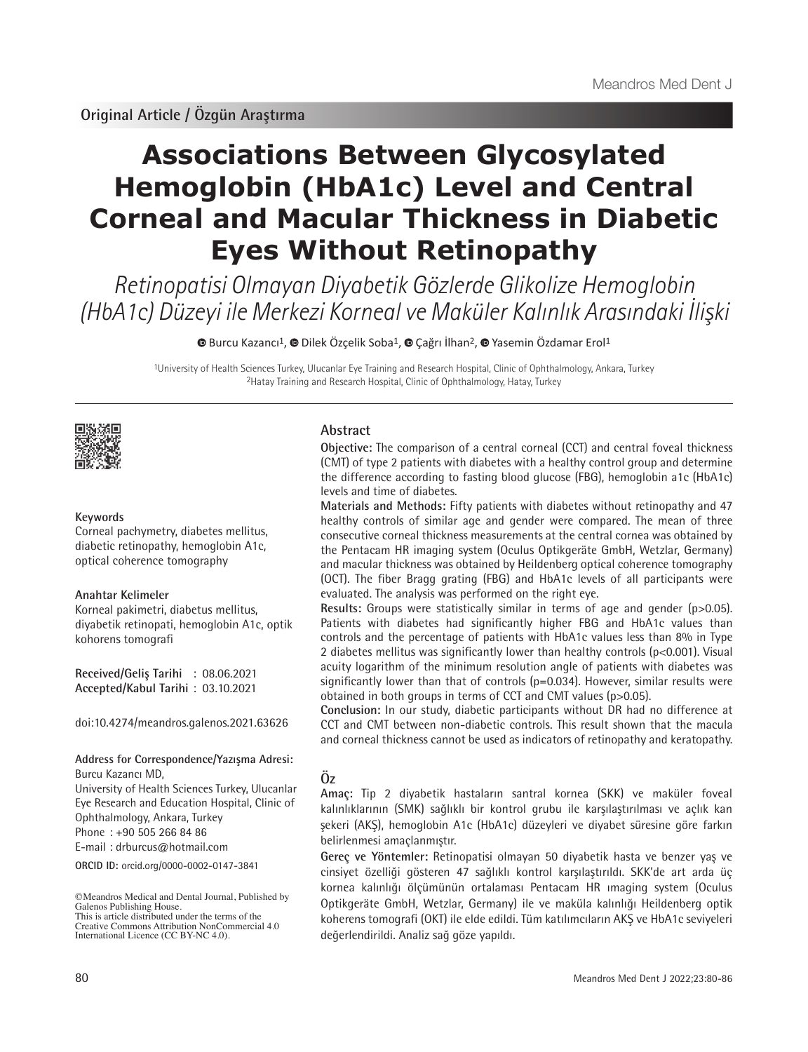Original Article / Özgün Araştırma

# Associations Between Glycosylated Hemoglobin (HbA1c) Level and Central Corneal and Macular Thickness in Diabetic Eyes Without Retinopathy

*Retinopatisi Olmayan Diyabetik Gözlerde Glikolize Hemoglobin (HbA1c) Düzeyi ile Merkezi Korneal ve Maküler Kalınlık Arasındaki İlişki*

Burcu Kazancı[1], Dilek Özçelik Soba[1], Çağrı İlhan[2], Yasemin Özdamar Erol[1]

[1]University of Health Sciences Turkey, Ulucanlar Eye Training and Research Hospital, Clinic of Ophthalmology, Ankara, Turkey
[2]Hatay Training and Research Hospital, Clinic of Ophthalmology, Hatay, Turkey

## Abstract

**Objective:** The comparison of a central corneal (CCT) and central foveal thickness (CMT) of type 2 patients with diabetes with a healthy control group and determine the difference according to fasting blood glucose (FBG), hemoglobin a1c (HbA1c) levels and time of diabetes.

**Materials and Methods:** Fifty patients with diabetes without retinopathy and 47 healthy controls of similar age and gender were compared. The mean of three consecutive corneal thickness measurements at the central cornea was obtained by the Pentacam HR imaging system (Oculus Optikgeräte GmbH, Wetzlar, Germany) and macular thickness was obtained by Heildenberg optical coherence tomography (OCT). The fiber Bragg grating (FBG) and HbA1c levels of all participants were evaluated. The analysis was performed on the right eye.

**Results:** Groups were statistically similar in terms of age and gender (p>0.05). Patients with diabetes had significantly higher FBG and HbA1c values than controls and the percentage of patients with HbA1c values less than 8% in Type 2 diabetes mellitus was significantly lower than healthy controls (p<0.001). Visual acuity logarithm of the minimum resolution angle of patients with diabetes was significantly lower than that of controls (p=0.034). However, similar results were obtained in both groups in terms of CCT and CMT values (p>0.05).

**Conclusion:** In our study, diabetic participants without DR had no difference at CCT and CMT between non-diabetic controls. This result shown that the macula and corneal thickness cannot be used as indicators of retinopathy and keratopathy.

**Keywords**

Corneal pachymetry, diabetes mellitus, diabetic retinopathy, hemoglobin A1c, optical coherence tomography

## Öz

**Amaç:** Tip 2 diyabetik hastaların santral kornea (SKK) ve maküler foveal kalınlıklarının (SMK) sağlıklı bir kontrol grubu ile karşılaştırılması ve açlık kan şekeri (AKŞ), hemoglobin A1c (HbA1c) düzeyleri ve diyabet süresine göre farkın belirlenmesi amaçlanmıştır.

**Gereç ve Yöntemler:** Retinopatisi olmayan 50 diyabetik hasta ve benzer yaş ve cinsiyet özelliği gösteren 47 sağlıklı kontrol karşılaştırıldı. SKK'de art arda üç kornea kalınlığı ölçümünün ortalaması Pentacam HR ımaging system (Oculus Optikgeräte GmbH, Wetzlar, Germany) ile ve maküla kalınlığı Heildenberg optik koherens tomografi (OKT) ile elde edildi. Tüm katılımcıların AKŞ ve HbA1c seviyeleri değerlendirildi. Analiz sağ göze yapıldı.

**Anahtar Kelimeler**

Korneal pakimetri, diabetus mellitus, diyabetik retinopati, hemoglobin A1c, optik kohorens tomografi

**Received/Geliş Tarihi** : 08.06.2021
**Accepted/Kabul Tarihi** : 03.10.2021

doi:10.4274/meandros.galenos.2021.63626

**Address for Correspondence/Yazışma Adresi:** Burcu Kazancı MD,
University of Health Sciences Turkey, Ulucanlar Eye Research and Education Hospital, Clinic of Ophthalmology, Ankara, Turkey
Phone : +90 505 266 84 86
E-mail : drburcus@hotmail.com

**ORCID ID:** orcid.org/0000-0002-0147-3841

©Meandros Medical and Dental Journal, Published by Galenos Publishing House.
This is article distributed under the terms of the Creative Commons Attribution NonCommercial 4.0 International Licence (CC BY-NC 4.0).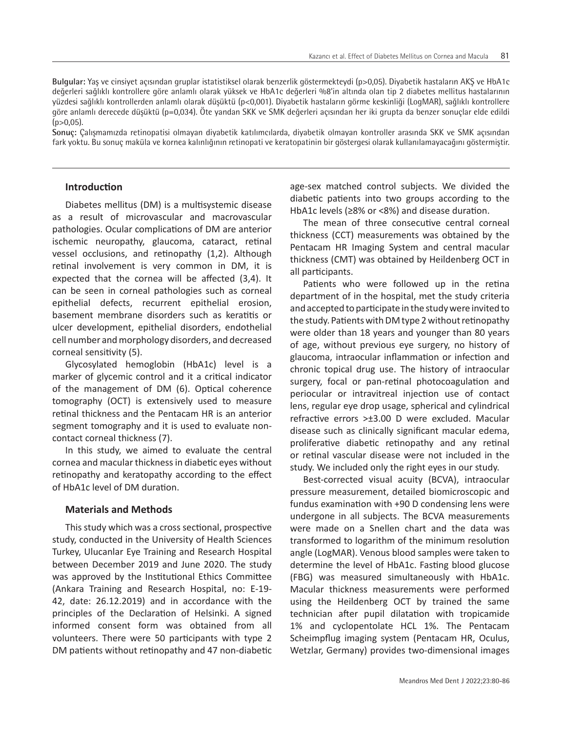**Bulgular:** Yaş ve cinsiyet açısından gruplar istatistiksel olarak benzerlik göstermekteydi (p>0,05). Diyabetik hastaların AKŞ ve HbA1c değerleri sağlıklı kontrollere göre anlamlı olarak yüksek ve HbA1c değerleri %8'in altında olan tip 2 diabetes mellitus hastalarının yüzdesi sağlıklı kontrollerden anlamlı olarak düşüktü (p<0,001). Diyabetik hastaların görme keskinliği (LogMAR), sağlıklı kontrollere göre anlamlı derecede düşüktü (p=0,034). Öte yandan SKK ve SMK değerleri açısından her iki grupta da benzer sonuçlar elde edildi (p>0,05).

**Sonuç:** Çalışmamızda retinopatisi olmayan diyabetik katılımcılarda, diyabetik olmayan kontroller arasında SKK ve SMK açısından fark yoktu. Bu sonuç maküla ve kornea kalınlığının retinopati ve keratopatinin bir göstergesi olarak kullanılamayacağını göstermiştir.

## Introduction

Diabetes mellitus (DM) is a multisystemic disease as a result of microvascular and macrovascular pathologies. Ocular complications of DM are anterior ischemic neuropathy, glaucoma, cataract, retinal vessel occlusions, and retinopathy (1,2). Although retinal involvement is very common in DM, it is expected that the cornea will be affected (3,4). It can be seen in corneal pathologies such as corneal epithelial defects, recurrent epithelial erosion, basement membrane disorders such as keratitis or ulcer development, epithelial disorders, endothelial cell number and morphology disorders, and decreased corneal sensitivity (5).

Glycosylated hemoglobin (HbA1c) level is a marker of glycemic control and it a critical indicator of the management of DM (6). Optical coherence tomography (OCT) is extensively used to measure retinal thickness and the Pentacam HR is an anterior segment tomography and it is used to evaluate non-contact corneal thickness (7).

In this study, we aimed to evaluate the central cornea and macular thickness in diabetic eyes without retinopathy and keratopathy according to the effect of HbA1c level of DM duration.

## Materials and Methods

This study which was a cross sectional, prospective study, conducted in the University of Health Sciences Turkey, Ulucanlar Eye Training and Research Hospital between December 2019 and June 2020. The study was approved by the Institutional Ethics Committee (Ankara Training and Research Hospital, no: E-19-42, date: 26.12.2019) and in accordance with the principles of the Declaration of Helsinki. A signed informed consent form was obtained from all volunteers. There were 50 participants with type 2 DM patients without retinopathy and 47 non-diabetic age-sex matched control subjects. We divided the diabetic patients into two groups according to the HbA1c levels (≥8% or <8%) and disease duration.

The mean of three consecutive central corneal thickness (CCT) measurements was obtained by the Pentacam HR Imaging System and central macular thickness (CMT) was obtained by Heildenberg OCT in all participants.

Patients who were followed up in the retina department of in the hospital, met the study criteria and accepted to participate in the study were invited to the study. Patients with DM type 2 without retinopathy were older than 18 years and younger than 80 years of age, without previous eye surgery, no history of glaucoma, intraocular inflammation or infection and chronic topical drug use. The history of intraocular surgery, focal or pan-retinal photocoagulation and periocular or intravitreal injection use of contact lens, regular eye drop usage, spherical and cylindrical refractive errors >±3.00 D were excluded. Macular disease such as clinically significant macular edema, proliferative diabetic retinopathy and any retinal or retinal vascular disease were not included in the study. We included only the right eyes in our study.

Best-corrected visual acuity (BCVA), intraocular pressure measurement, detailed biomicroscopic and fundus examination with +90 D condensing lens were undergone in all subjects. The BCVA measurements were made on a Snellen chart and the data was transformed to logarithm of the minimum resolution angle (LogMAR). Venous blood samples were taken to determine the level of HbA1c. Fasting blood glucose (FBG) was measured simultaneously with HbA1c. Macular thickness measurements were performed using the Heildenberg OCT by trained the same technician after pupil dilatation with tropicamide 1% and cyclopentolate HCL 1%. The Pentacam Scheimpflug imaging system (Pentacam HR, Oculus, Wetzlar, Germany) provides two-dimensional images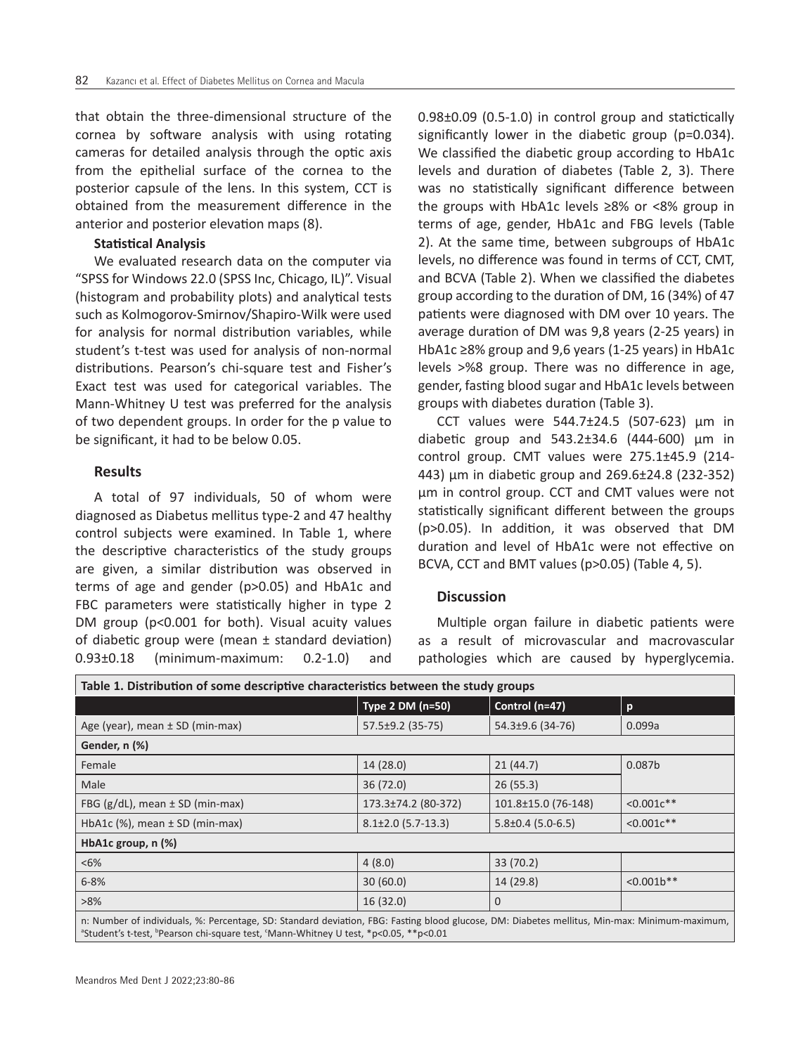that obtain the three-dimensional structure of the cornea by software analysis with using rotating cameras for detailed analysis through the optic axis from the epithelial surface of the cornea to the posterior capsule of the lens. In this system, CCT is obtained from the measurement difference in the anterior and posterior elevation maps (8).

**Statistical Analysis**

We evaluated research data on the computer via "SPSS for Windows 22.0 (SPSS Inc, Chicago, IL)". Visual (histogram and probability plots) and analytical tests such as Kolmogorov-Smirnov/Shapiro-Wilk were used for analysis for normal distribution variables, while student's t-test was used for analysis of non-normal distributions. Pearson's chi-square test and Fisher's Exact test was used for categorical variables. The Mann-Whitney U test was preferred for the analysis of two dependent groups. In order for the p value to be significant, it had to be below 0.05.

## Results

A total of 97 individuals, 50 of whom were diagnosed as Diabetus mellitus type-2 and 47 healthy control subjects were examined. In Table 1, where the descriptive characteristics of the study groups are given, a similar distribution was observed in terms of age and gender (p>0.05) and HbA1c and FBC parameters were statistically higher in type 2 DM group (p<0.001 for both). Visual acuity values of diabetic group were (mean ± standard deviation) 0.93±0.18 (minimum-maximum: 0.2-1.0) and 0.98±0.09 (0.5-1.0) in control group and statictically significantly lower in the diabetic group (p=0.034). We classified the diabetic group according to HbA1c levels and duration of diabetes (Table 2, 3). There was no statistically significant difference between the groups with HbA1c levels ≥8% or <8% group in terms of age, gender, HbA1c and FBG levels (Table 2). At the same time, between subgroups of HbA1c levels, no difference was found in terms of CCT, CMT, and BCVA (Table 2). When we classified the diabetes group according to the duration of DM, 16 (34%) of 47 patients were diagnosed with DM over 10 years. The average duration of DM was 9,8 years (2-25 years) in HbA1c ≥8% group and 9,6 years (1-25 years) in HbA1c levels >%8 group. There was no difference in age, gender, fasting blood sugar and HbA1c levels between groups with diabetes duration (Table 3).

CCT values were 544.7±24.5 (507-623) µm in diabetic group and 543.2±34.6 (444-600) µm in control group. CMT values were 275.1±45.9 (214-443) µm in diabetic group and 269.6±24.8 (232-352) µm in control group. CCT and CMT values were not statistically significant different between the groups (p>0.05). In addition, it was observed that DM duration and level of HbA1c were not effective on BCVA, CCT and BMT values (p>0.05) (Table 4, 5).

## Discussion

Multiple organ failure in diabetic patients were as a result of microvascular and macrovascular pathologies which are caused by hyperglycemia.

**Table 1. Distribution of some descriptive characteristics between the study groups**

| | Type 2 DM (n=50) | Control (n=47) | p |
|---|---|---|---|
| Age (year), mean ± SD (min-max) | 57.5±9.2 (35-75) | 54.3±9.6 (34-76) | 0.099a |
| **Gender, n (%)** | | | |
| Female | 14 (28.0) | 21 (44.7) | 0.087b |
| Male | 36 (72.0) | 26 (55.3) | |
| FBG (g/dL), mean ± SD (min-max) | 173.3±74.2 (80-372) | 101.8±15.0 (76-148) | <0.001c** |
| HbA1c (%), mean ± SD (min-max) | 8.1±2.0 (5.7-13.3) | 5.8±0.4 (5.0-6.5) | <0.001c** |
| **HbA1c group, n (%)** | | | |
| <6% | 4 (8.0) | 33 (70.2) | |
| 6-8% | 30 (60.0) | 14 (29.8) | <0.001b** |
| >8% | 16 (32.0) | 0 | |

n: Number of individuals, %: Percentage, SD: Standard deviation, FBG: Fasting blood glucose, DM: Diabetes mellitus, Min-max: Minimum-maximum, [a]Student's t-test, [b]Pearson chi-square test, [c]Mann-Whitney U test, *p<0.05, **p<0.01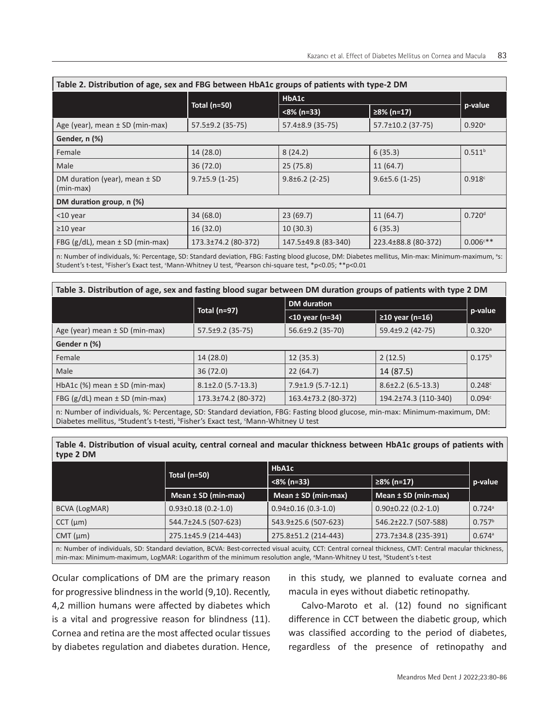**Table 2. Distribution of age, sex and FBG between HbA1c groups of patients with type-2 DM**

| | Total (n=50) | HbA1c | | p-value |
|---|---|---|---|---|
| | | <8% (n=33) | ≥8% (n=17) | |
| Age (year), mean ± SD (min-max) | 57.5±9.2 (35-75) | 57.4±8.9 (35-75) | 57.7±10.2 (37-75) | 0.920[a] |
| **Gender, n (%)** | | | | |
| Female | 14 (28.0) | 8 (24.2) | 6 (35.3) | 0.511[b] |
| Male | 36 (72.0) | 25 (75.8) | 11 (64.7) | |
| DM duration (year), mean ± SD (min-max) | 9.7±5.9 (1-25) | 9.8±6.2 (2-25) | 9.6±5.6 (1-25) | 0.918[c] |
| **DM duration group, n (%)** | | | | |
| <10 year | 34 (68.0) | 23 (69.7) | 11 (64.7) | 0.720[d] |
| ≥10 year | 16 (32.0) | 10 (30.3) | 6 (35.3) | |
| FBG (g/dL), mean ± SD (min-max) | 173.3±74.2 (80-372) | 147.5±49.8 (83-340) | 223.4±88.8 (80-372) | 0.006[c]** |

n: Number of individuals, %: Percentage, SD: Standard deviation, FBG: Fasting blood glucose, DM: Diabetes mellitus, Min-max: Minimum-maximum, [a]s: Student's t-test, [b]Fisher's Exact test, [c]Mann-Whitney U test, [d]Pearson chi-square test, *p<0.05; **p<0.01

**Table 3. Distribution of age, sex and fasting blood sugar between DM duration groups of patients with type 2 DM**

| | Total (n=97) | DM duration | | p-value |
|---|---|---|---|---|
| | | <10 year (n=34) | ≥10 year (n=16) | |
| Age (year) mean ± SD (min-max) | 57.5±9.2 (35-75) | 56.6±9.2 (35-70) | 59.4±9.2 (42-75) | 0.320[a] |
| **Gender n (%)** | | | | |
| Female | 14 (28.0) | 12 (35.3) | 2 (12.5) | 0.175[b] |
| Male | 36 (72.0) | 22 (64.7) | 14 (87.5) | |
| HbA1c (%) mean ± SD (min-max) | 8.1±2.0 (5.7-13.3) | 7.9±1.9 (5.7-12.1) | 8.6±2.2 (6.5-13.3) | 0.248[c] |
| FBG (g/dL) mean ± SD (min-max) | 173.3±74.2 (80-372) | 163.4±73.2 (80-372) | 194.2±74.3 (110-340) | 0.094[c] |

n: Number of individuals, %: Percentage, SD: Standard deviation, FBG: Fasting blood glucose, min-max: Minimum-maximum, DM: Diabetes mellitus, [a]Student's t-testi, [b]Fisher's Exact test, [c]Mann-Whitney U test

**Table 4. Distribution of visual acuity, central corneal and macular thickness between HbA1c groups of patients with type 2 DM**

| | Total (n=50) | HbA1c | | p-value |
|---|---|---|---|---|
| | | <8% (n=33) | ≥8% (n=17) | |
| | Mean ± SD (min-max) | Mean ± SD (min-max) | Mean ± SD (min-max) | |
| BCVA (LogMAR) | 0.93±0.18 (0.2-1.0) | 0.94±0.16 (0.3-1.0) | 0.90±0.22 (0.2-1.0) | 0.724[a] |
| CCT (μm) | 544.7±24.5 (507-623) | 543.9±25.6 (507-623) | 546.2±22.7 (507-588) | 0.757[b] |
| CMT (μm) | 275.1±45.9 (214-443) | 275.8±51.2 (214-443) | 273.7±34.8 (235-391) | 0.674[a] |

n: Number of individuals, SD: Standard deviation, BCVA: Best-corrected visual acuity, CCT: Central corneal thickness, CMT: Central macular thickness, min-max: Minimum-maximum, LogMAR: Logarithm of the minimum resolution angle, [a]Mann-Whitney U test, [b]Student's t-test

Ocular complications of DM are the primary reason for progressive blindness in the world (9,10). Recently, 4,2 million humans were affected by diabetes which is a vital and progressive reason for blindness (11). Cornea and retina are the most affected ocular tissues by diabetes regulation and diabetes duration. Hence, in this study, we planned to evaluate cornea and macula in eyes without diabetic retinopathy.

Calvo-Maroto et al. (12) found no significant difference in CCT between the diabetic group, which was classified according to the period of diabetes, regardless of the presence of retinopathy and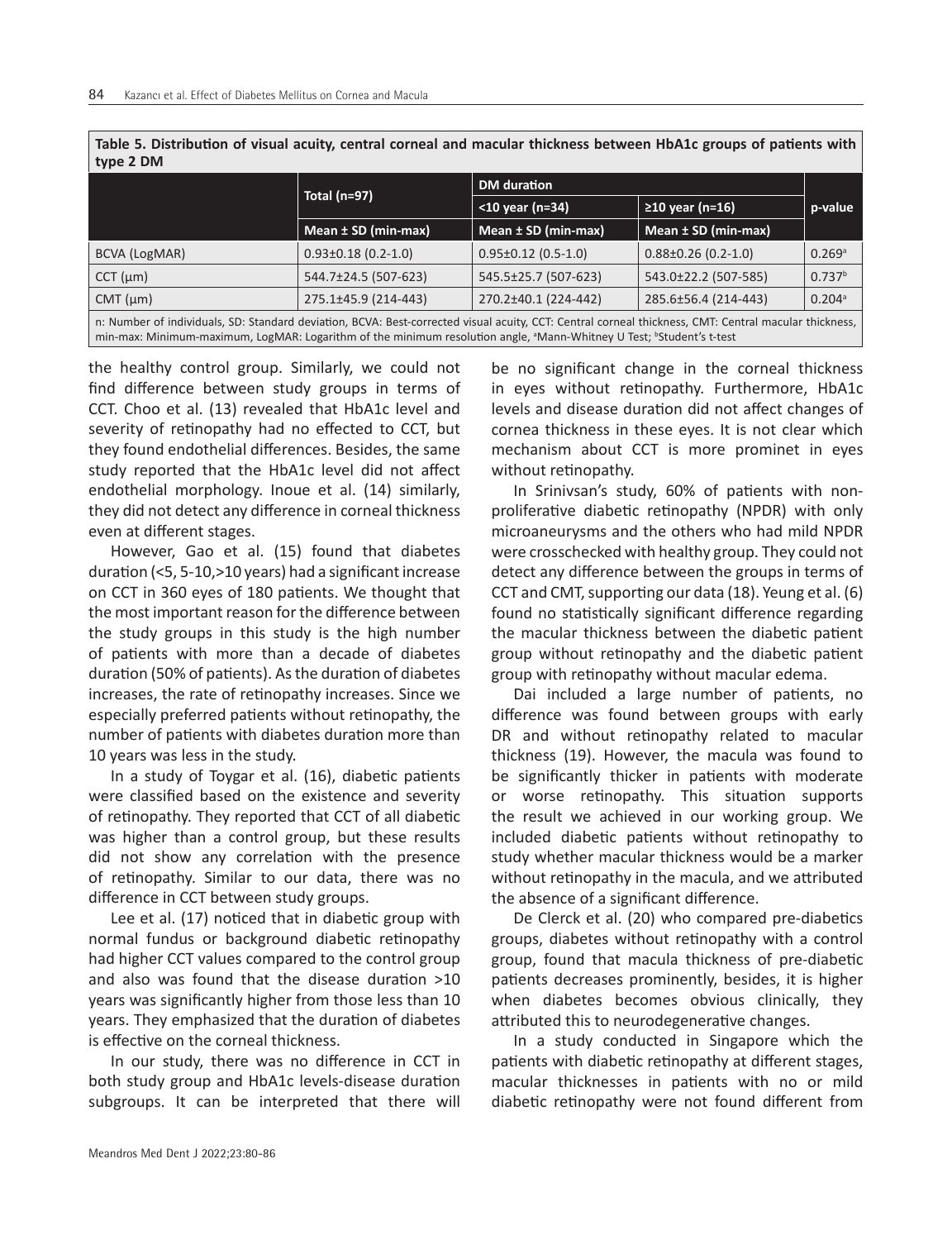**Table 5. Distribution of visual acuity, central corneal and macular thickness between HbA1c groups of patients with type 2 DM**

| | Total (n=97) | DM duration | | p-value |
|---|---|---|---|---|
| | | <10 year (n=34) | ≥10 year (n=16) | |
| | Mean ± SD (min-max) | Mean ± SD (min-max) | Mean ± SD (min-max) | |
| BCVA (LogMAR) | 0.93±0.18 (0.2-1.0) | 0.95±0.12 (0.5-1.0) | 0.88±0.26 (0.2-1.0) | 0.269[a] |
| CCT (μm) | 544.7±24.5 (507-623) | 545.5±25.7 (507-623) | 543.0±22.2 (507-585) | 0.737[b] |
| CMT (μm) | 275.1±45.9 (214-443) | 270.2±40.1 (224-442) | 285.6±56.4 (214-443) | 0.204[a] |

n: Number of individuals, SD: Standard deviation, BCVA: Best-corrected visual acuity, CCT: Central corneal thickness, CMT: Central macular thickness, min-max: Minimum-maximum, LogMAR: Logarithm of the minimum resolution angle, [a]Mann-Whitney U Test; [b]Student's t-test

the healthy control group. Similarly, we could not find difference between study groups in terms of CCT. Choo et al. (13) revealed that HbA1c level and severity of retinopathy had no effected to CCT, but they found endothelial differences. Besides, the same study reported that the HbA1c level did not affect endothelial morphology. Inoue et al. (14) similarly, they did not detect any difference in corneal thickness even at different stages.

However, Gao et al. (15) found that diabetes duration (<5, 5-10,>10 years) had a significant increase on CCT in 360 eyes of 180 patients. We thought that the most important reason for the difference between the study groups in this study is the high number of patients with more than a decade of diabetes duration (50% of patients). As the duration of diabetes increases, the rate of retinopathy increases. Since we especially preferred patients without retinopathy, the number of patients with diabetes duration more than 10 years was less in the study.

In a study of Toygar et al. (16), diabetic patients were classified based on the existence and severity of retinopathy. They reported that CCT of all diabetic was higher than a control group, but these results did not show any correlation with the presence of retinopathy. Similar to our data, there was no difference in CCT between study groups.

Lee et al. (17) noticed that in diabetic group with normal fundus or background diabetic retinopathy had higher CCT values compared to the control group and also was found that the disease duration >10 years was significantly higher from those less than 10 years. They emphasized that the duration of diabetes is effective on the corneal thickness.

In our study, there was no difference in CCT in both study group and HbA1c levels-disease duration subgroups. It can be interpreted that there will be no significant change in the corneal thickness in eyes without retinopathy. Furthermore, HbA1c levels and disease duration did not affect changes of cornea thickness in these eyes. It is not clear which mechanism about CCT is more prominet in eyes without retinopathy.

In Srinivsan's study, 60% of patients with non-proliferative diabetic retinopathy (NPDR) with only microaneurysms and the others who had mild NPDR were crosschecked with healthy group. They could not detect any difference between the groups in terms of CCT and CMT, supporting our data (18). Yeung et al. (6) found no statistically significant difference regarding the macular thickness between the diabetic patient group without retinopathy and the diabetic patient group with retinopathy without macular edema.

Dai included a large number of patients, no difference was found between groups with early DR and without retinopathy related to macular thickness (19). However, the macula was found to be significantly thicker in patients with moderate or worse retinopathy. This situation supports the result we achieved in our working group. We included diabetic patients without retinopathy to study whether macular thickness would be a marker without retinopathy in the macula, and we attributed the absence of a significant difference.

De Clerck et al. (20) who compared pre-diabetics groups, diabetes without retinopathy with a control group, found that macula thickness of pre-diabetic patients decreases prominently, besides, it is higher when diabetes becomes obvious clinically, they attributed this to neurodegenerative changes.

In a study conducted in Singapore which the patients with diabetic retinopathy at different stages, macular thicknesses in patients with no or mild diabetic retinopathy were not found different from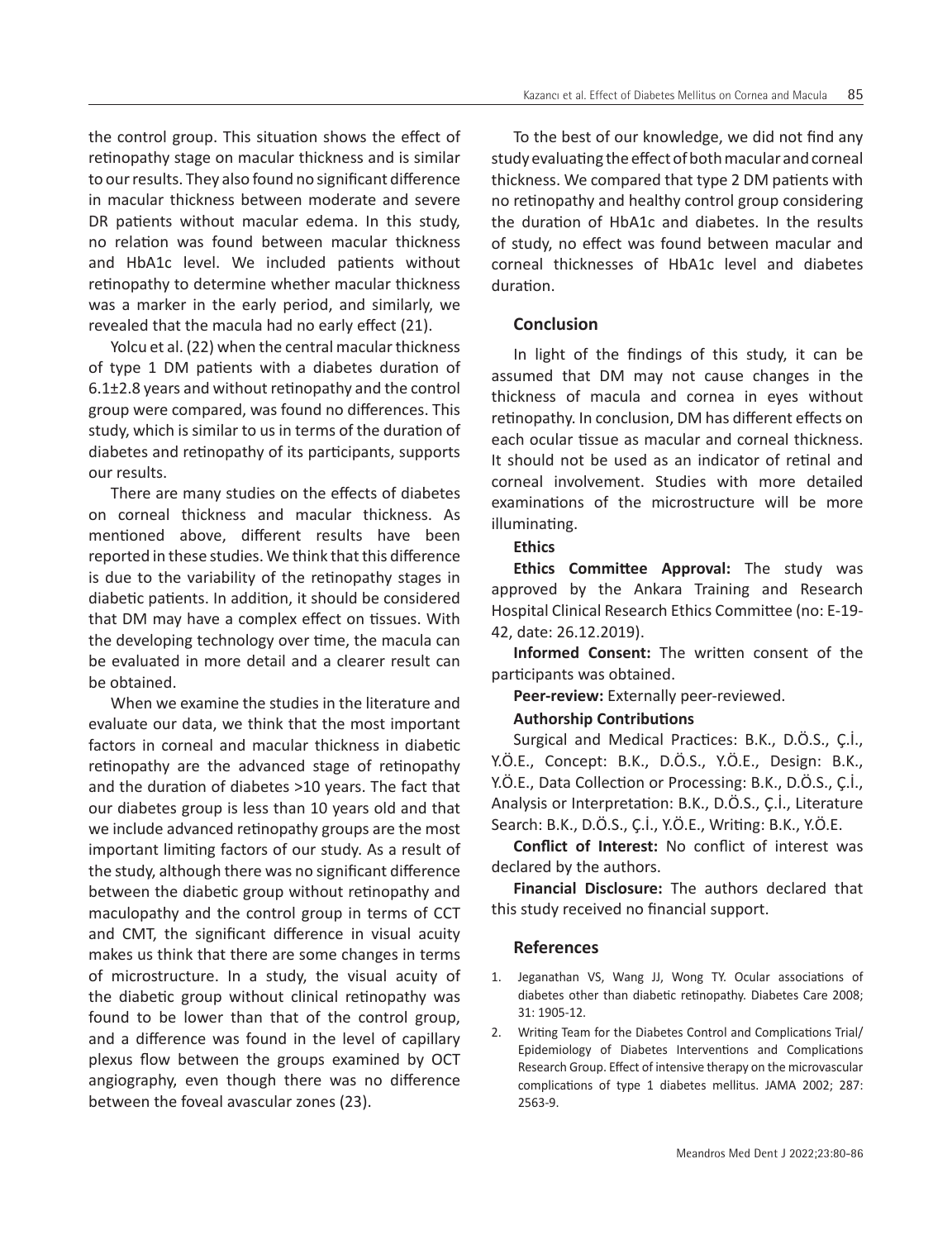the control group. This situation shows the effect of retinopathy stage on macular thickness and is similar to our results. They also found no significant difference in macular thickness between moderate and severe DR patients without macular edema. In this study, no relation was found between macular thickness and HbA1c level. We included patients without retinopathy to determine whether macular thickness was a marker in the early period, and similarly, we revealed that the macula had no early effect (21).

Yolcu et al. (22) when the central macular thickness of type 1 DM patients with a diabetes duration of 6.1±2.8 years and without retinopathy and the control group were compared, was found no differences. This study, which is similar to us in terms of the duration of diabetes and retinopathy of its participants, supports our results.

There are many studies on the effects of diabetes on corneal thickness and macular thickness. As mentioned above, different results have been reported in these studies. We think that this difference is due to the variability of the retinopathy stages in diabetic patients. In addition, it should be considered that DM may have a complex effect on tissues. With the developing technology over time, the macula can be evaluated in more detail and a clearer result can be obtained.

When we examine the studies in the literature and evaluate our data, we think that the most important factors in corneal and macular thickness in diabetic retinopathy are the advanced stage of retinopathy and the duration of diabetes >10 years. The fact that our diabetes group is less than 10 years old and that we include advanced retinopathy groups are the most important limiting factors of our study. As a result of the study, although there was no significant difference between the diabetic group without retinopathy and maculopathy and the control group in terms of CCT and CMT, the significant difference in visual acuity makes us think that there are some changes in terms of microstructure. In a study, the visual acuity of the diabetic group without clinical retinopathy was found to be lower than that of the control group, and a difference was found in the level of capillary plexus flow between the groups examined by OCT angiography, even though there was no difference between the foveal avascular zones (23).

To the best of our knowledge, we did not find any study evaluating the effect of both macular and corneal thickness. We compared that type 2 DM patients with no retinopathy and healthy control group considering the duration of HbA1c and diabetes. In the results of study, no effect was found between macular and corneal thicknesses of HbA1c level and diabetes duration.

## Conclusion

In light of the findings of this study, it can be assumed that DM may not cause changes in the thickness of macula and cornea in eyes without retinopathy. In conclusion, DM has different effects on each ocular tissue as macular and corneal thickness. It should not be used as an indicator of retinal and corneal involvement. Studies with more detailed examinations of the microstructure will be more illuminating.

**Ethics**

**Ethics Committee Approval:** The study was approved by the Ankara Training and Research Hospital Clinical Research Ethics Committee (no: E-19-42, date: 26.12.2019).

**Informed Consent:** The written consent of the participants was obtained.

**Peer-review:** Externally peer-reviewed.

**Authorship Contributions**

Surgical and Medical Practices: B.K., D.Ö.S., Ç.İ., Y.Ö.E., Concept: B.K., D.Ö.S., Y.Ö.E., Design: B.K., Y.Ö.E., Data Collection or Processing: B.K., D.Ö.S., Ç.İ., Analysis or Interpretation: B.K., D.Ö.S., Ç.İ., Literature Search: B.K., D.Ö.S., Ç.İ., Y.Ö.E., Writing: B.K., Y.Ö.E.

**Conflict of Interest:** No conflict of interest was declared by the authors.

**Financial Disclosure:** The authors declared that this study received no financial support.

## References

1. Jeganathan VS, Wang JJ, Wong TY. Ocular associations of diabetes other than diabetic retinopathy. Diabetes Care 2008; 31: 1905-12.
2. Writing Team for the Diabetes Control and Complications Trial/Epidemiology of Diabetes Interventions and Complications Research Group. Effect of intensive therapy on the microvascular complications of type 1 diabetes mellitus. JAMA 2002; 287: 2563-9.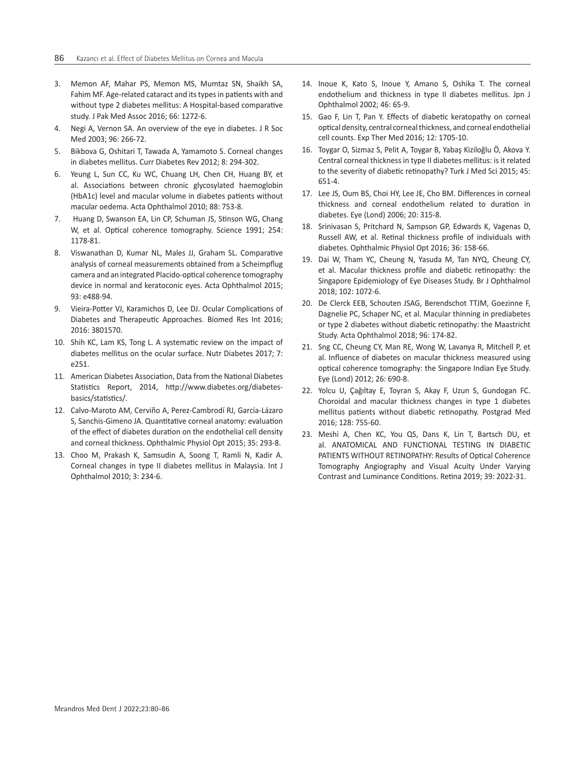3. Memon AF, Mahar PS, Memon MS, Mumtaz SN, Shaikh SA, Fahim MF. Age-related cataract and its types in patients with and without type 2 diabetes mellitus: A Hospital-based comparative study. J Pak Med Assoc 2016; 66: 1272-6.
4. Negi A, Vernon SA. An overview of the eye in diabetes. J R Soc Med 2003; 96: 266-72.
5. Bikbova G, Oshitari T, Tawada A, Yamamoto S. Corneal changes in diabetes mellitus. Curr Diabetes Rev 2012; 8: 294-302.
6. Yeung L, Sun CC, Ku WC, Chuang LH, Chen CH, Huang BY, et al. Associations between chronic glycosylated haemoglobin (HbA1c) level and macular volume in diabetes patients without macular oedema. Acta Ophthalmol 2010; 88: 753-8.
7. Huang D, Swanson EA, Lin CP, Schuman JS, Stinson WG, Chang W, et al. Optical coherence tomography. Science 1991; 254: 1178-81.
8. Viswanathan D, Kumar NL, Males JJ, Graham SL. Comparative analysis of corneal measurements obtained from a Scheimpflug camera and an integrated Placido-optical coherence tomography device in normal and keratoconic eyes. Acta Ophthalmol 2015; 93: e488-94.
9. Vieira-Potter VJ, Karamichos D, Lee DJ. Ocular Complications of Diabetes and Therapeutic Approaches. Biomed Res Int 2016; 2016: 3801570.
10. Shih KC, Lam KS, Tong L. A systematic review on the impact of diabetes mellitus on the ocular surface. Nutr Diabetes 2017; 7: e251.
11. American Diabetes Association, Data from the National Diabetes Statistics Report, 2014, http://www.diabetes.org/diabetes-basics/statistics/.
12. Calvo-Maroto AM, Cerviño A, Perez-Cambrodí RJ, García-Lázaro S, Sanchis-Gimeno JA. Quantitative corneal anatomy: evaluation of the effect of diabetes duration on the endothelial cell density and corneal thickness. Ophthalmic Physiol Opt 2015; 35: 293-8.
13. Choo M, Prakash K, Samsudin A, Soong T, Ramli N, Kadir A. Corneal changes in type II diabetes mellitus in Malaysia. Int J Ophthalmol 2010; 3: 234-6.
14. Inoue K, Kato S, Inoue Y, Amano S, Oshika T. The corneal endothelium and thickness in type II diabetes mellitus. Jpn J Ophthalmol 2002; 46: 65-9.
15. Gao F, Lin T, Pan Y. Effects of diabetic keratopathy on corneal optical density, central corneal thickness, and corneal endothelial cell counts. Exp Ther Med 2016; 12: 1705-10.
16. Toygar O, Sizmaz S, Pelit A, Toygar B, Yabaş Kiziloğlu Ö, Akova Y. Central corneal thickness in type II diabetes mellitus: is it related to the severity of diabetic retinopathy? Turk J Med Sci 2015; 45: 651-4.
17. Lee JS, Oum BS, Choi HY, Lee JE, Cho BM. Differences in corneal thickness and corneal endothelium related to duration in diabetes. Eye (Lond) 2006; 20: 315-8.
18. Srinivasan S, Pritchard N, Sampson GP, Edwards K, Vagenas D, Russell AW, et al. Retinal thickness profile of individuals with diabetes. Ophthalmic Physiol Opt 2016; 36: 158-66.
19. Dai W, Tham YC, Cheung N, Yasuda M, Tan NYQ, Cheung CY, et al. Macular thickness profile and diabetic retinopathy: the Singapore Epidemiology of Eye Diseases Study. Br J Ophthalmol 2018; 102: 1072-6.
20. De Clerck EEB, Schouten JSAG, Berendschot TTJM, Goezinne F, Dagnelie PC, Schaper NC, et al. Macular thinning in prediabetes or type 2 diabetes without diabetic retinopathy: the Maastricht Study. Acta Ophthalmol 2018; 96: 174-82.
21. Sng CC, Cheung CY, Man RE, Wong W, Lavanya R, Mitchell P, et al. Influence of diabetes on macular thickness measured using optical coherence tomography: the Singapore Indian Eye Study. Eye (Lond) 2012; 26: 690-8.
22. Yolcu U, Çağıltay E, Toyran S, Akay F, Uzun S, Gundogan FC. Choroidal and macular thickness changes in type 1 diabetes mellitus patients without diabetic retinopathy. Postgrad Med 2016; 128: 755-60.
23. Meshi A, Chen KC, You QS, Dans K, Lin T, Bartsch DU, et al. ANATOMICAL AND FUNCTIONAL TESTING IN DIABETIC PATIENTS WITHOUT RETINOPATHY: Results of Optical Coherence Tomography Angiography and Visual Acuity Under Varying Contrast and Luminance Conditions. Retina 2019; 39: 2022-31.